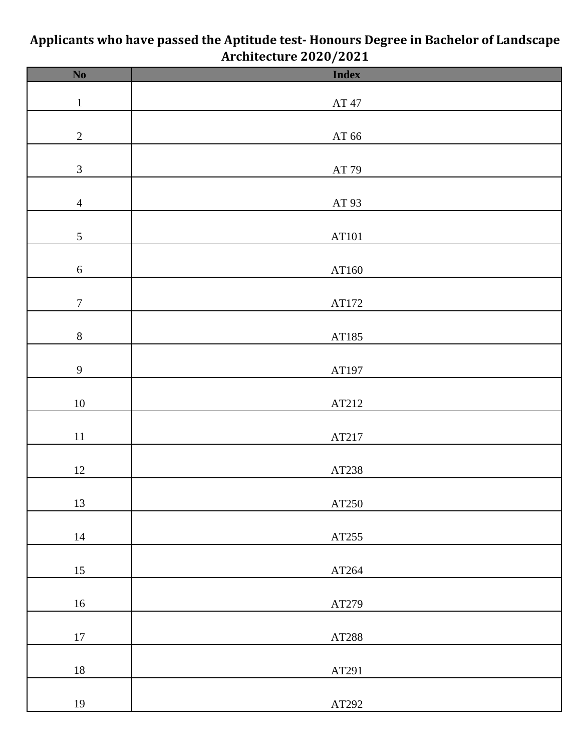# Applicants who have passed the Aptitude test- Honours Degree in Bachelor of Landscape Architecture 2020/2021

| No | Index |
|---|---|
| 1 | AT 47 |
| 2 | AT 66 |
| 3 | AT 79 |
| 4 | AT 93 |
| 5 | AT101 |
| 6 | AT160 |
| 7 | AT172 |
| 8 | AT185 |
| 9 | AT197 |
| 10 | AT212 |
| 11 | AT217 |
| 12 | AT238 |
| 13 | AT250 |
| 14 | AT255 |
| 15 | AT264 |
| 16 | AT279 |
| 17 | AT288 |
| 18 | AT291 |
| 19 | AT292 |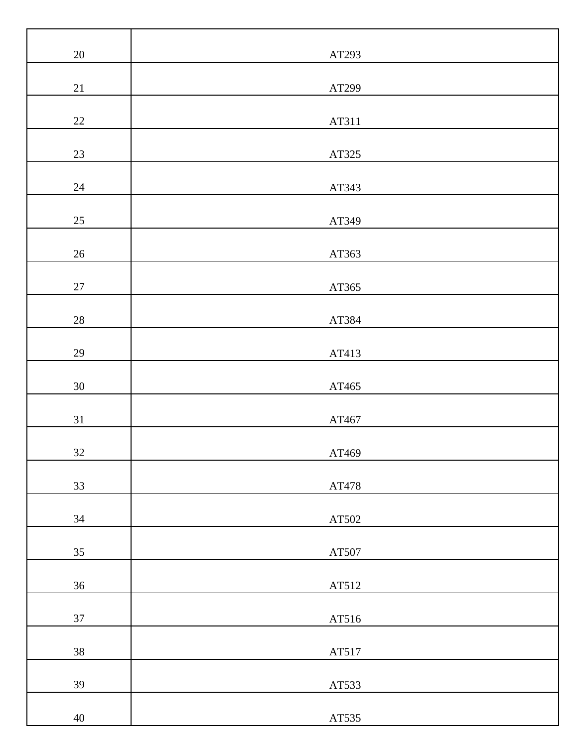| | |
|---|---|
| 20 | AT293 |
| 21 | AT299 |
| 22 | AT311 |
| 23 | AT325 |
| 24 | AT343 |
| 25 | AT349 |
| 26 | AT363 |
| 27 | AT365 |
| 28 | AT384 |
| 29 | AT413 |
| 30 | AT465 |
| 31 | AT467 |
| 32 | AT469 |
| 33 | AT478 |
| 34 | AT502 |
| 35 | AT507 |
| 36 | AT512 |
| 37 | AT516 |
| 38 | AT517 |
| 39 | AT533 |
| 40 | AT535 |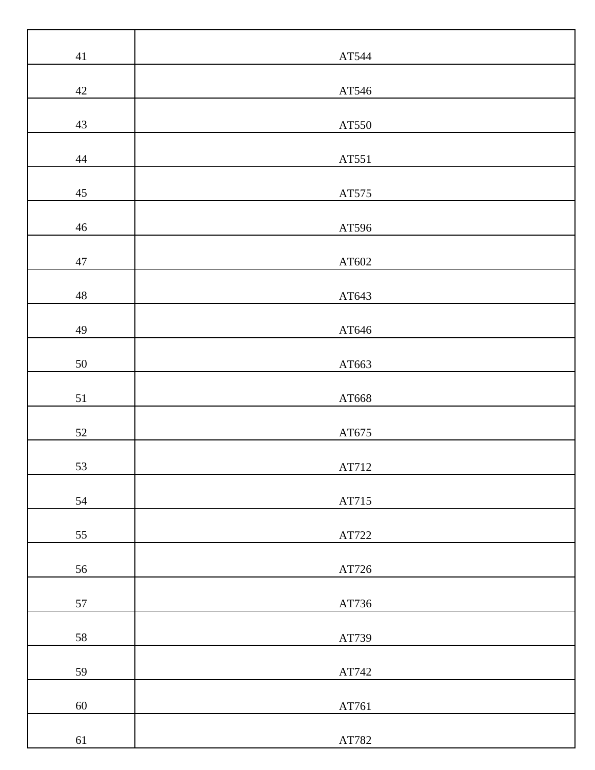| | |
|---|---|
| 41 | AT544 |
| 42 | AT546 |
| 43 | AT550 |
| 44 | AT551 |
| 45 | AT575 |
| 46 | AT596 |
| 47 | AT602 |
| 48 | AT643 |
| 49 | AT646 |
| 50 | AT663 |
| 51 | AT668 |
| 52 | AT675 |
| 53 | AT712 |
| 54 | AT715 |
| 55 | AT722 |
| 56 | AT726 |
| 57 | AT736 |
| 58 | AT739 |
| 59 | AT742 |
| 60 | AT761 |
| 61 | AT782 |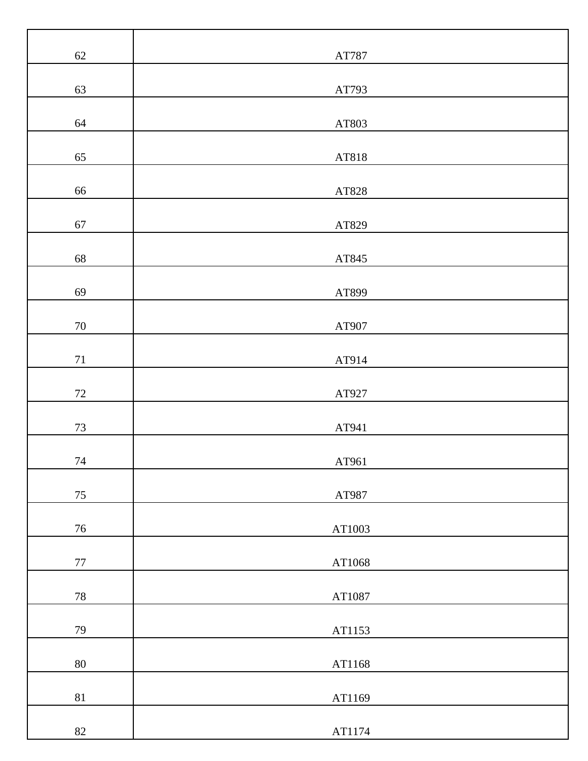| | |
|---|---|
| 62 | AT787 |
| 63 | AT793 |
| 64 | AT803 |
| 65 | AT818 |
| 66 | AT828 |
| 67 | AT829 |
| 68 | AT845 |
| 69 | AT899 |
| 70 | AT907 |
| 71 | AT914 |
| 72 | AT927 |
| 73 | AT941 |
| 74 | AT961 |
| 75 | AT987 |
| 76 | AT1003 |
| 77 | AT1068 |
| 78 | AT1087 |
| 79 | AT1153 |
| 80 | AT1168 |
| 81 | AT1169 |
| 82 | AT1174 |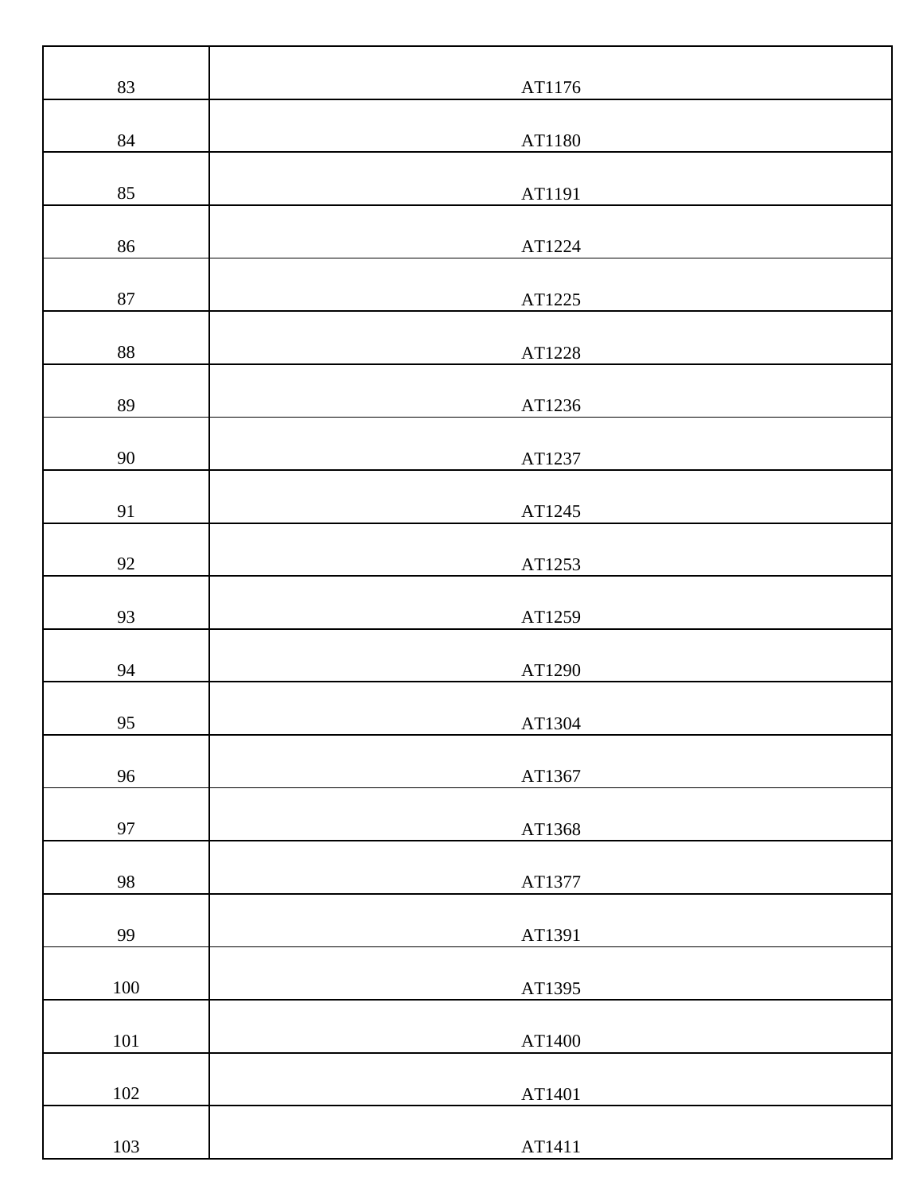| | |
|---|---|
| 83 | AT1176 |
| 84 | AT1180 |
| 85 | AT1191 |
| 86 | AT1224 |
| 87 | AT1225 |
| 88 | AT1228 |
| 89 | AT1236 |
| 90 | AT1237 |
| 91 | AT1245 |
| 92 | AT1253 |
| 93 | AT1259 |
| 94 | AT1290 |
| 95 | AT1304 |
| 96 | AT1367 |
| 97 | AT1368 |
| 98 | AT1377 |
| 99 | AT1391 |
| 100 | AT1395 |
| 101 | AT1400 |
| 102 | AT1401 |
| 103 | AT1411 |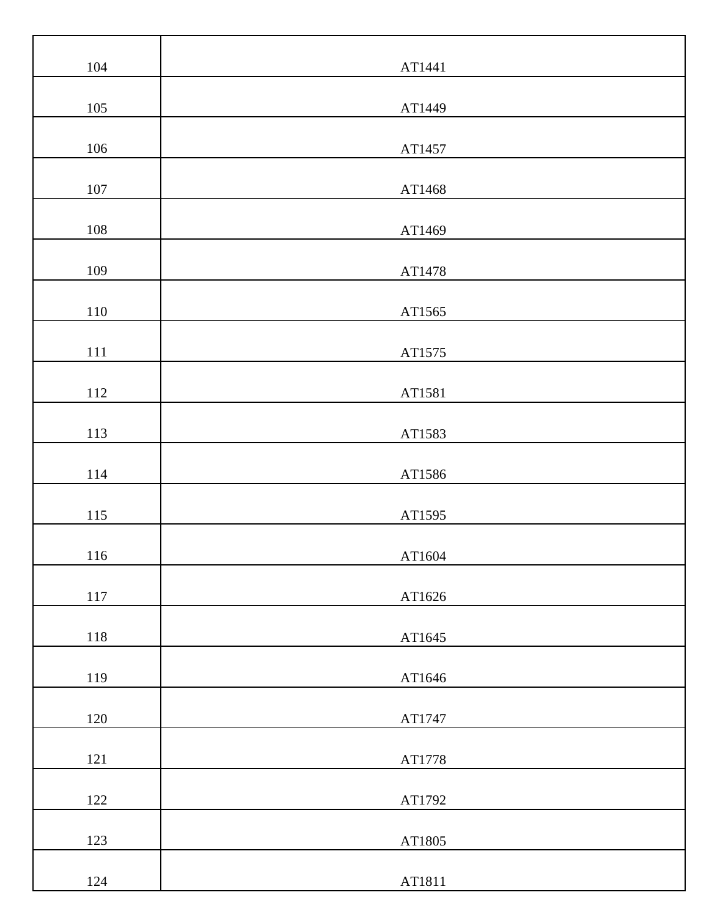| 104 | AT1441 |
|---|---|
| 105 | AT1449 |
| 106 | AT1457 |
| 107 | AT1468 |
| 108 | AT1469 |
| 109 | AT1478 |
| 110 | AT1565 |
| 111 | AT1575 |
| 112 | AT1581 |
| 113 | AT1583 |
| 114 | AT1586 |
| 115 | AT1595 |
| 116 | AT1604 |
| 117 | AT1626 |
| 118 | AT1645 |
| 119 | AT1646 |
| 120 | AT1747 |
| 121 | AT1778 |
| 122 | AT1792 |
| 123 | AT1805 |
| 124 | AT1811 |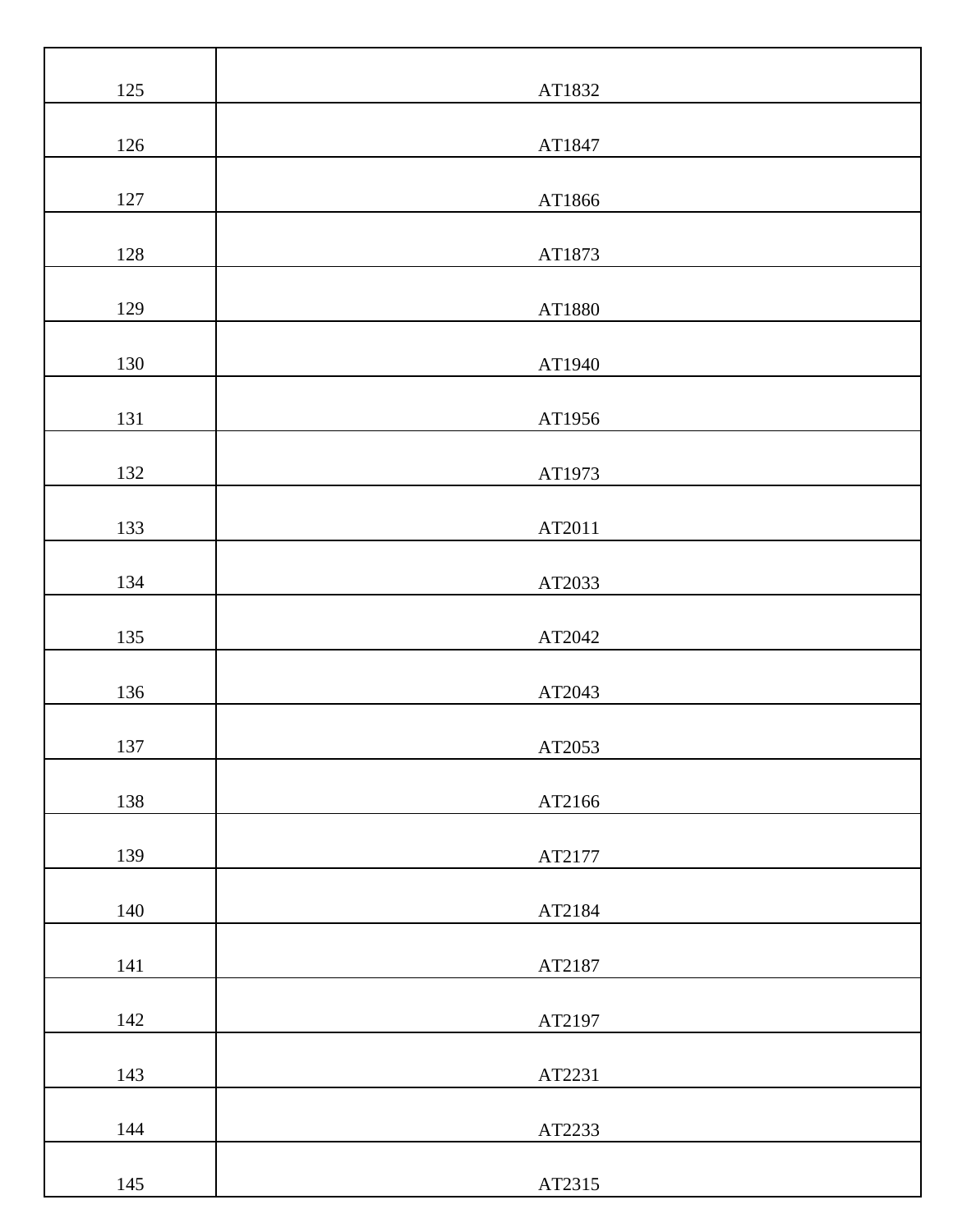| | |
|---|---|
| 125 | AT1832 |
| 126 | AT1847 |
| 127 | AT1866 |
| 128 | AT1873 |
| 129 | AT1880 |
| 130 | AT1940 |
| 131 | AT1956 |
| 132 | AT1973 |
| 133 | AT2011 |
| 134 | AT2033 |
| 135 | AT2042 |
| 136 | AT2043 |
| 137 | AT2053 |
| 138 | AT2166 |
| 139 | AT2177 |
| 140 | AT2184 |
| 141 | AT2187 |
| 142 | AT2197 |
| 143 | AT2231 |
| 144 | AT2233 |
| 145 | AT2315 |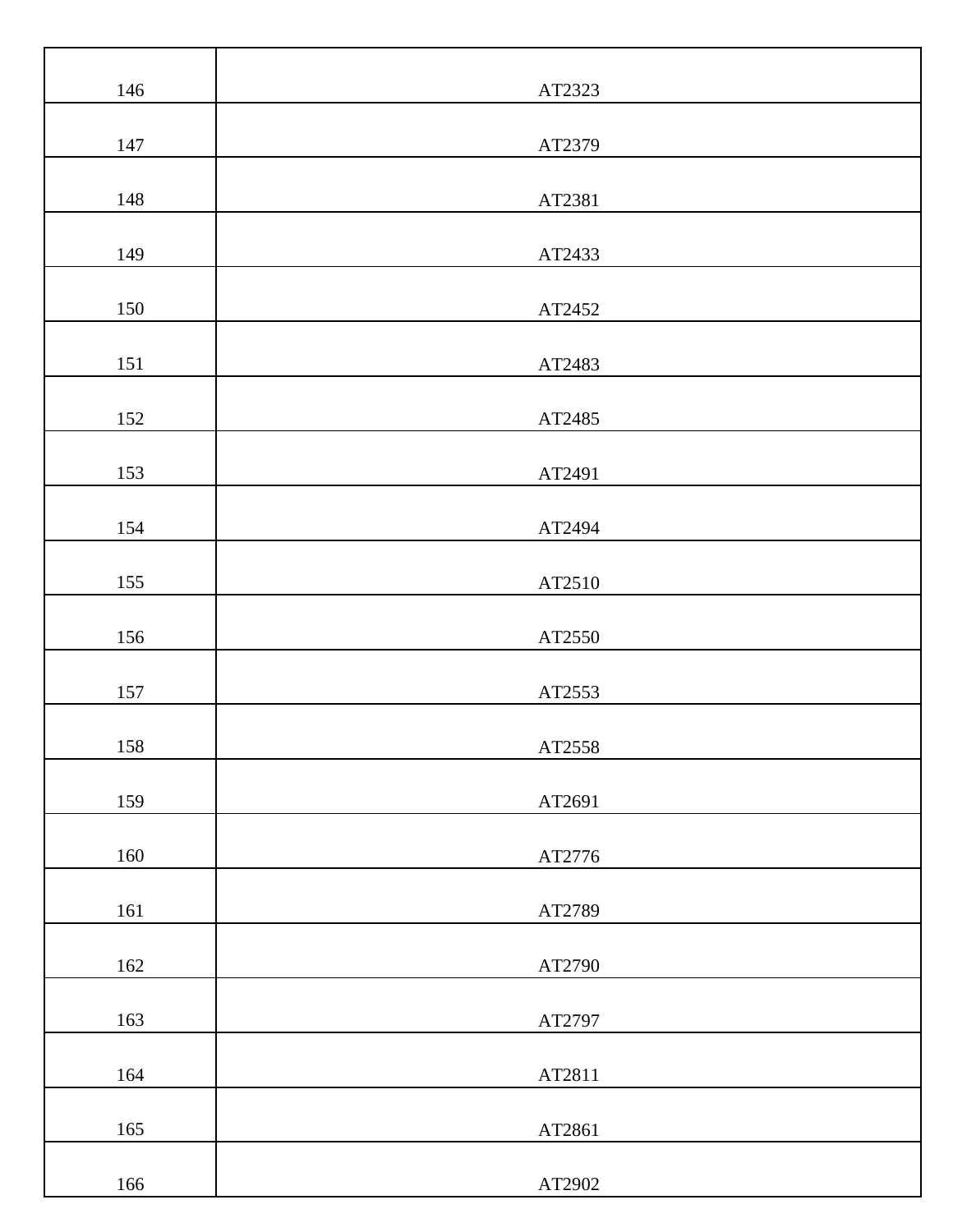| | |
|---|---|
| 146 | AT2323 |
| 147 | AT2379 |
| 148 | AT2381 |
| 149 | AT2433 |
| 150 | AT2452 |
| 151 | AT2483 |
| 152 | AT2485 |
| 153 | AT2491 |
| 154 | AT2494 |
| 155 | AT2510 |
| 156 | AT2550 |
| 157 | AT2553 |
| 158 | AT2558 |
| 159 | AT2691 |
| 160 | AT2776 |
| 161 | AT2789 |
| 162 | AT2790 |
| 163 | AT2797 |
| 164 | AT2811 |
| 165 | AT2861 |
| 166 | AT2902 |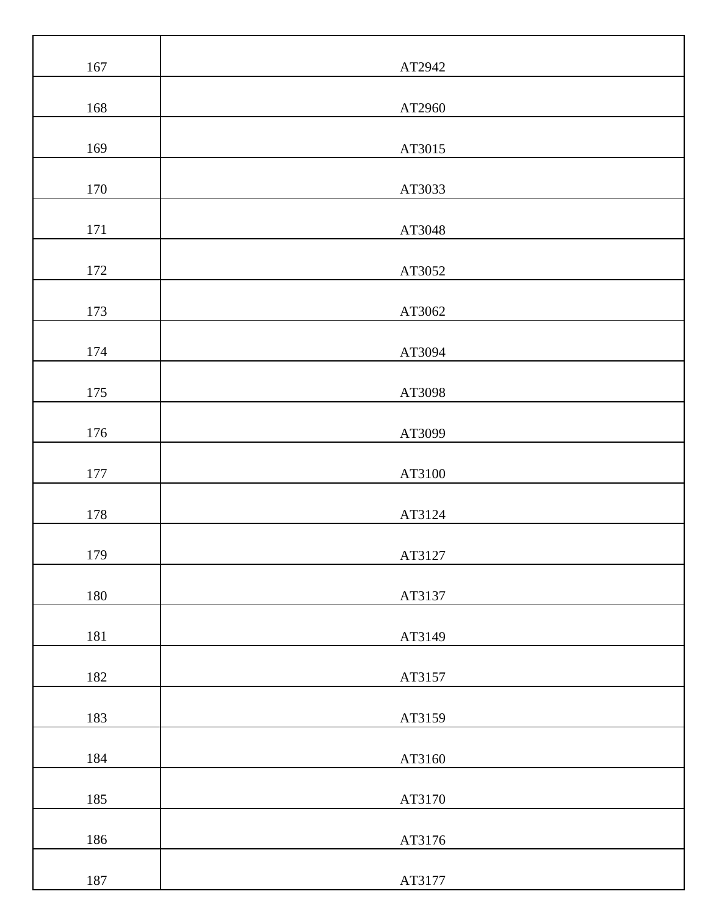| | |
|---|---|
| 167 | AT2942 |
| 168 | AT2960 |
| 169 | AT3015 |
| 170 | AT3033 |
| 171 | AT3048 |
| 172 | AT3052 |
| 173 | AT3062 |
| 174 | AT3094 |
| 175 | AT3098 |
| 176 | AT3099 |
| 177 | AT3100 |
| 178 | AT3124 |
| 179 | AT3127 |
| 180 | AT3137 |
| 181 | AT3149 |
| 182 | AT3157 |
| 183 | AT3159 |
| 184 | AT3160 |
| 185 | AT3170 |
| 186 | AT3176 |
| 187 | AT3177 |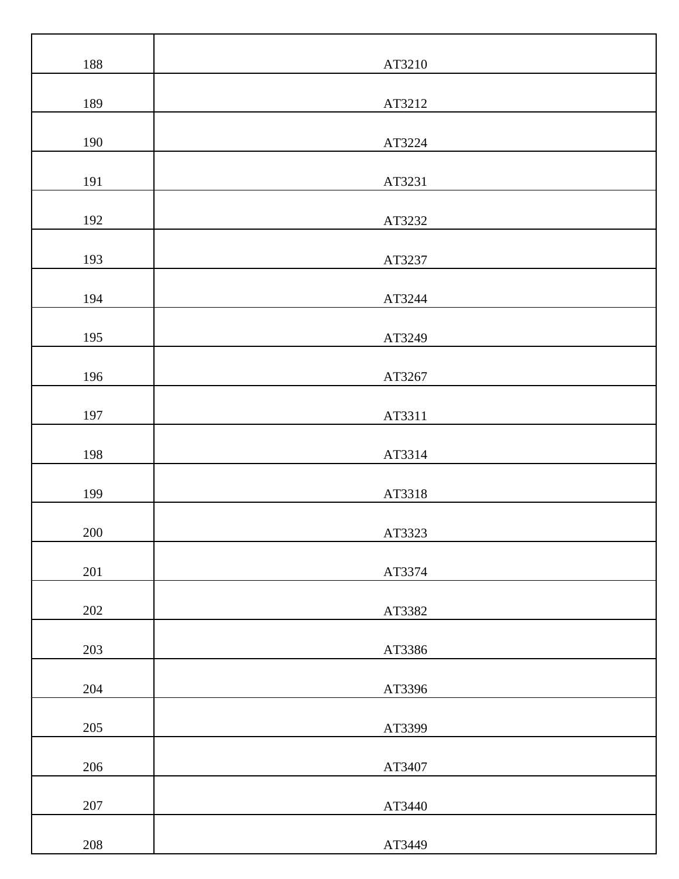| | |
|---|---|
| 188 | AT3210 |
| 189 | AT3212 |
| 190 | AT3224 |
| 191 | AT3231 |
| 192 | AT3232 |
| 193 | AT3237 |
| 194 | AT3244 |
| 195 | AT3249 |
| 196 | AT3267 |
| 197 | AT3311 |
| 198 | AT3314 |
| 199 | AT3318 |
| 200 | AT3323 |
| 201 | AT3374 |
| 202 | AT3382 |
| 203 | AT3386 |
| 204 | AT3396 |
| 205 | AT3399 |
| 206 | AT3407 |
| 207 | AT3440 |
| 208 | AT3449 |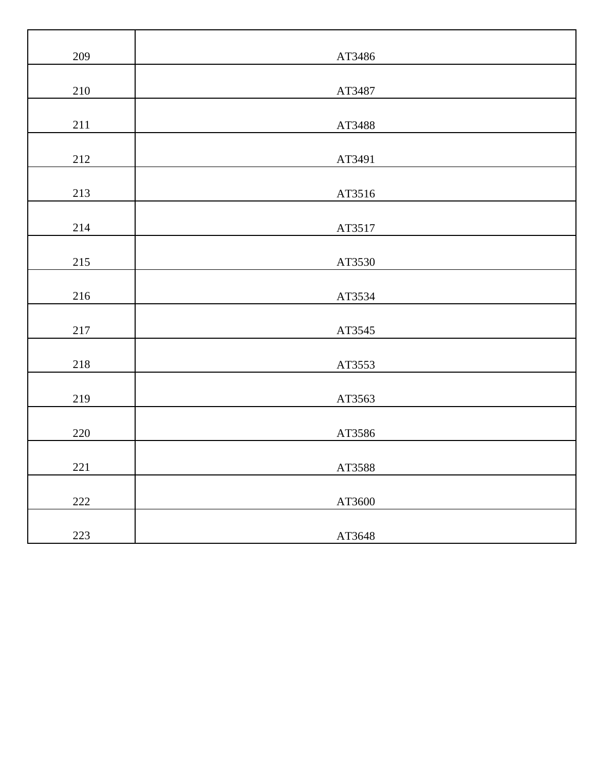| | |
|---|---|
| 209 | AT3486 |
| 210 | AT3487 |
| 211 | AT3488 |
| 212 | AT3491 |
| 213 | AT3516 |
| 214 | AT3517 |
| 215 | AT3530 |
| 216 | AT3534 |
| 217 | AT3545 |
| 218 | AT3553 |
| 219 | AT3563 |
| 220 | AT3586 |
| 221 | AT3588 |
| 222 | AT3600 |
| 223 | AT3648 |